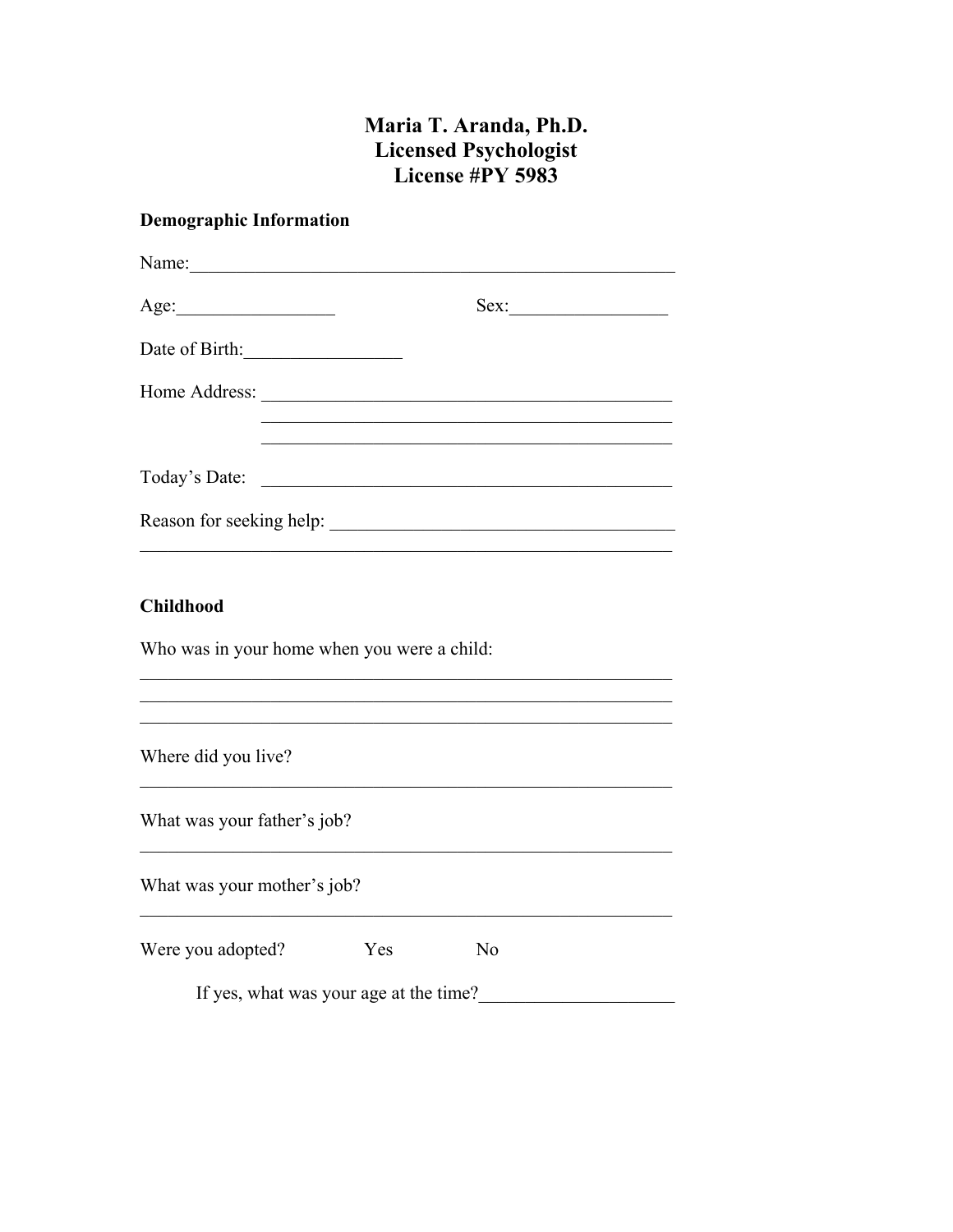# Maria T. Aranda, Ph.D.
# Licensed Psychologist
# License #PY 5983

**Demographic Information**

Name:\_\_\_\_\_\_\_\_\_\_\_\_\_\_\_\_\_\_\_\_\_\_\_\_\_\_\_\_\_\_\_\_\_\_\_\_\_\_\_\_\_\_\_\_\_\_\_\_\_\_\_\_

Age:\_\_\_\_\_\_\_\_\_\_\_\_\_\_\_\_\_ Sex:\_\_\_\_\_\_\_\_\_\_\_\_\_\_\_\_\_

Date of Birth:\_\_\_\_\_\_\_\_\_\_\_\_\_\_\_\_\_

Home Address: \_\_\_\_\_\_\_\_\_\_\_\_\_\_\_\_\_\_\_\_\_\_\_\_\_\_\_\_\_\_\_\_\_\_\_\_\_\_\_\_\_\_\_\_\_

\_\_\_\_\_\_\_\_\_\_\_\_\_\_\_\_\_\_\_\_\_\_\_\_\_\_\_\_\_\_\_\_\_\_\_\_\_\_\_\_\_\_\_\_\_

\_\_\_\_\_\_\_\_\_\_\_\_\_\_\_\_\_\_\_\_\_\_\_\_\_\_\_\_\_\_\_\_\_\_\_\_\_\_\_\_\_\_\_\_\_

Today's Date: \_\_\_\_\_\_\_\_\_\_\_\_\_\_\_\_\_\_\_\_\_\_\_\_\_\_\_\_\_\_\_\_\_\_\_\_\_\_\_\_\_\_\_\_\_

Reason for seeking help: \_\_\_\_\_\_\_\_\_\_\_\_\_\_\_\_\_\_\_\_\_\_\_\_\_\_\_\_\_\_\_\_\_\_\_\_\_\_

\_\_\_\_\_\_\_\_\_\_\_\_\_\_\_\_\_\_\_\_\_\_\_\_\_\_\_\_\_\_\_\_\_\_\_\_\_\_\_\_\_\_\_\_\_\_\_\_\_\_\_\_\_\_\_\_\_\_\_\_

**Childhood**

Who was in your home when you were a child:

\_\_\_\_\_\_\_\_\_\_\_\_\_\_\_\_\_\_\_\_\_\_\_\_\_\_\_\_\_\_\_\_\_\_\_\_\_\_\_\_\_\_\_\_\_\_\_\_\_\_\_\_\_\_\_\_\_\_\_\_

\_\_\_\_\_\_\_\_\_\_\_\_\_\_\_\_\_\_\_\_\_\_\_\_\_\_\_\_\_\_\_\_\_\_\_\_\_\_\_\_\_\_\_\_\_\_\_\_\_\_\_\_\_\_\_\_\_\_\_\_

\_\_\_\_\_\_\_\_\_\_\_\_\_\_\_\_\_\_\_\_\_\_\_\_\_\_\_\_\_\_\_\_\_\_\_\_\_\_\_\_\_\_\_\_\_\_\_\_\_\_\_\_\_\_\_\_\_\_\_\_

Where did you live?

\_\_\_\_\_\_\_\_\_\_\_\_\_\_\_\_\_\_\_\_\_\_\_\_\_\_\_\_\_\_\_\_\_\_\_\_\_\_\_\_\_\_\_\_\_\_\_\_\_\_\_\_\_\_\_\_\_\_\_\_

What was your father's job?

\_\_\_\_\_\_\_\_\_\_\_\_\_\_\_\_\_\_\_\_\_\_\_\_\_\_\_\_\_\_\_\_\_\_\_\_\_\_\_\_\_\_\_\_\_\_\_\_\_\_\_\_\_\_\_\_\_\_\_\_

What was your mother's job?

\_\_\_\_\_\_\_\_\_\_\_\_\_\_\_\_\_\_\_\_\_\_\_\_\_\_\_\_\_\_\_\_\_\_\_\_\_\_\_\_\_\_\_\_\_\_\_\_\_\_\_\_\_\_\_\_\_\_\_\_

Were you adopted? Yes No

If yes, what was your age at the time?\_\_\_\_\_\_\_\_\_\_\_\_\_\_\_\_\_\_\_\_\_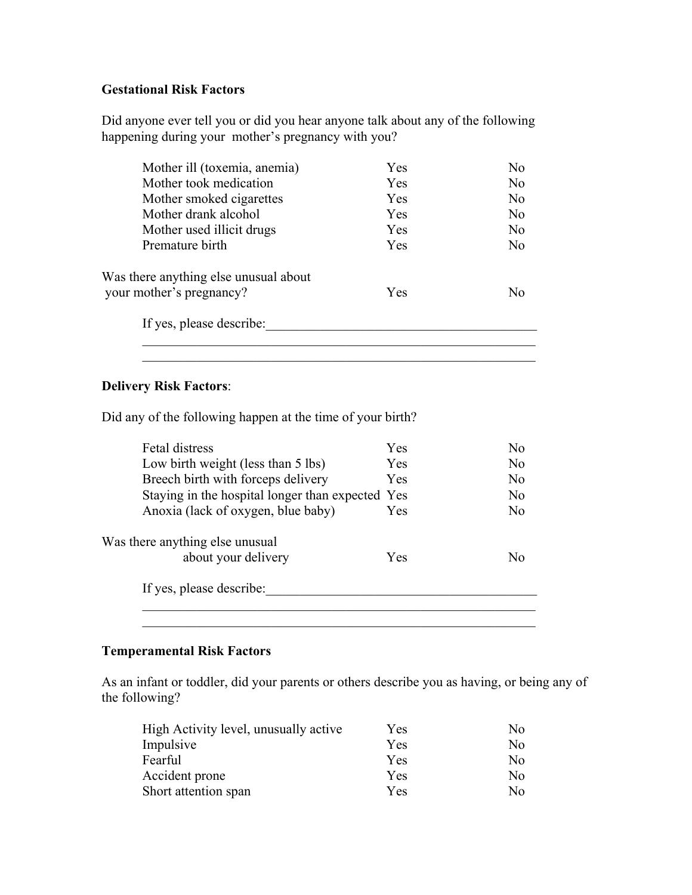**Gestational Risk Factors**

Did anyone ever tell you or did you hear anyone talk about any of the following happening during your mother's pregnancy with you?

| | | |
|---|---|---|
| Mother ill (toxemia, anemia) | Yes | No |
| Mother took medication | Yes | No |
| Mother smoked cigarettes | Yes | No |
| Mother drank alcohol | Yes | No |
| Mother used illicit drugs | Yes | No |
| Premature birth | Yes | No |

Was there anything else unusual about your mother's pregnancy? Yes No

If yes, please describe:________________________________________

____________________________________________________________

____________________________________________________________

**Delivery Risk Factors**:

Did any of the following happen at the time of your birth?

| | | |
|---|---|---|
| Fetal distress | Yes | No |
| Low birth weight (less than 5 lbs) | Yes | No |
| Breech birth with forceps delivery | Yes | No |
| Staying in the hospital longer than expected | Yes | No |
| Anoxia (lack of oxygen, blue baby) | Yes | No |

Was there anything else unusual about your delivery Yes No

If yes, please describe:________________________________________

____________________________________________________________

____________________________________________________________

**Temperamental Risk Factors**

As an infant or toddler, did your parents or others describe you as having, or being any of the following?

| | | |
|---|---|---|
| High Activity level, unusually active | Yes | No |
| Impulsive | Yes | No |
| Fearful | Yes | No |
| Accident prone | Yes | No |
| Short attention span | Yes | No |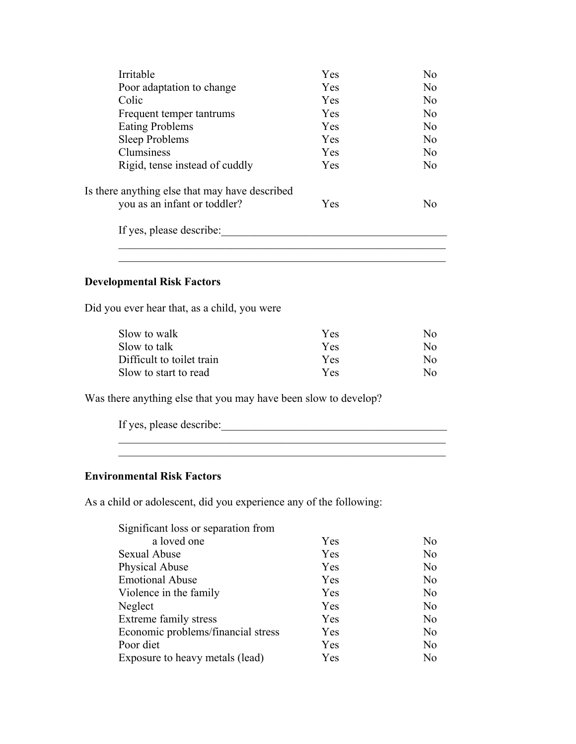| | | |
|---|---|---|
| Irritable | Yes | No |
| Poor adaptation to change | Yes | No |
| Colic | Yes | No |
| Frequent temper tantrums | Yes | No |
| Eating Problems | Yes | No |
| Sleep Problems | Yes | No |
| Clumsiness | Yes | No |
| Rigid, tense instead of cuddly | Yes | No |

Is there anything else that may have described you as an infant or toddler? Yes No

If yes, please describe:\_\_\_\_\_\_\_\_\_\_\_\_\_\_\_\_\_\_\_\_\_\_\_\_\_\_\_\_\_\_\_\_\_\_\_\_\_\_\_\_

\_\_\_\_\_\_\_\_\_\_\_\_\_\_\_\_\_\_\_\_\_\_\_\_\_\_\_\_\_\_\_\_\_\_\_\_\_\_\_\_\_\_\_\_\_\_\_\_\_\_\_\_\_\_\_\_\_\_\_\_

\_\_\_\_\_\_\_\_\_\_\_\_\_\_\_\_\_\_\_\_\_\_\_\_\_\_\_\_\_\_\_\_\_\_\_\_\_\_\_\_\_\_\_\_\_\_\_\_\_\_\_\_\_\_\_\_\_\_\_\_

**Developmental Risk Factors**

Did you ever hear that, as a child, you were

| | | |
|---|---|---|
| Slow to walk | Yes | No |
| Slow to talk | Yes | No |
| Difficult to toilet train | Yes | No |
| Slow to start to read | Yes | No |

Was there anything else that you may have been slow to develop?

If yes, please describe:\_\_\_\_\_\_\_\_\_\_\_\_\_\_\_\_\_\_\_\_\_\_\_\_\_\_\_\_\_\_\_\_\_\_\_\_\_\_\_\_

\_\_\_\_\_\_\_\_\_\_\_\_\_\_\_\_\_\_\_\_\_\_\_\_\_\_\_\_\_\_\_\_\_\_\_\_\_\_\_\_\_\_\_\_\_\_\_\_\_\_\_\_\_\_\_\_\_\_\_\_

\_\_\_\_\_\_\_\_\_\_\_\_\_\_\_\_\_\_\_\_\_\_\_\_\_\_\_\_\_\_\_\_\_\_\_\_\_\_\_\_\_\_\_\_\_\_\_\_\_\_\_\_\_\_\_\_\_\_\_\_

**Environmental Risk Factors**

As a child or adolescent, did you experience any of the following:

| | | |
|---|---|---|
| Significant loss or separation from a loved one | Yes | No |
| Sexual Abuse | Yes | No |
| Physical Abuse | Yes | No |
| Emotional Abuse | Yes | No |
| Violence in the family | Yes | No |
| Neglect | Yes | No |
| Extreme family stress | Yes | No |
| Economic problems/financial stress | Yes | No |
| Poor diet | Yes | No |
| Exposure to heavy metals (lead) | Yes | No |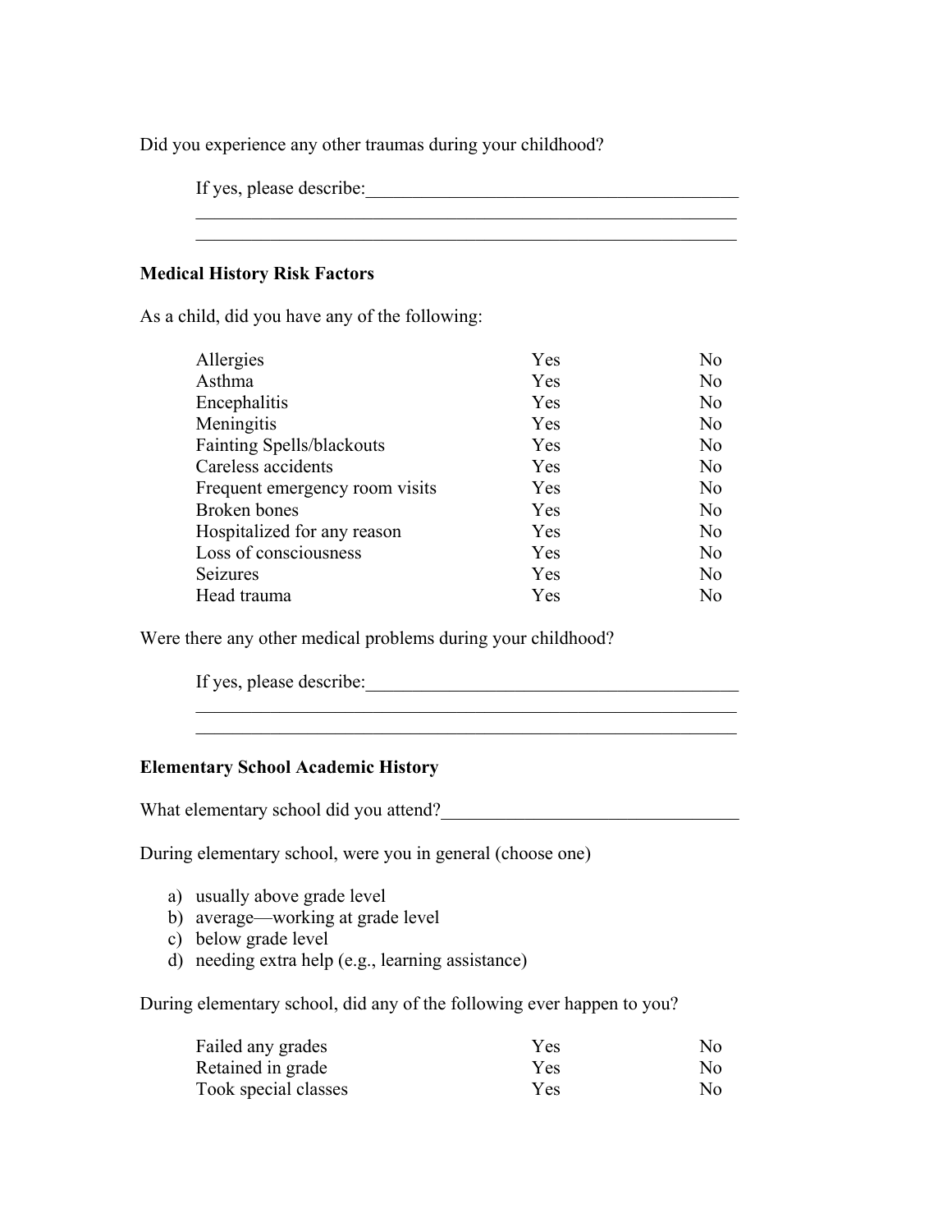Did you experience any other traumas during your childhood?

If yes, please describe:\_\_\_\_\_\_\_\_\_\_\_\_\_\_\_\_\_\_\_\_\_\_\_\_\_\_\_\_\_\_\_\_\_\_\_\_\_\_\_\_\_\_
\_\_\_\_\_\_\_\_\_\_\_\_\_\_\_\_\_\_\_\_\_\_\_\_\_\_\_\_\_\_\_\_\_\_\_\_\_\_\_\_\_\_\_\_\_\_\_\_\_\_\_\_\_\_\_\_\_\_\_\_
\_\_\_\_\_\_\_\_\_\_\_\_\_\_\_\_\_\_\_\_\_\_\_\_\_\_\_\_\_\_\_\_\_\_\_\_\_\_\_\_\_\_\_\_\_\_\_\_\_\_\_\_\_\_\_\_\_\_\_\_

**Medical History Risk Factors**

As a child, did you have any of the following:

| | | |
|---|---|---|
| Allergies | Yes | No |
| Asthma | Yes | No |
| Encephalitis | Yes | No |
| Meningitis | Yes | No |
| Fainting Spells/blackouts | Yes | No |
| Careless accidents | Yes | No |
| Frequent emergency room visits | Yes | No |
| Broken bones | Yes | No |
| Hospitalized for any reason | Yes | No |
| Loss of consciousness | Yes | No |
| Seizures | Yes | No |
| Head trauma | Yes | No |

Were there any other medical problems during your childhood?

If yes, please describe:\_\_\_\_\_\_\_\_\_\_\_\_\_\_\_\_\_\_\_\_\_\_\_\_\_\_\_\_\_\_\_\_\_\_\_\_\_\_\_\_\_\_
\_\_\_\_\_\_\_\_\_\_\_\_\_\_\_\_\_\_\_\_\_\_\_\_\_\_\_\_\_\_\_\_\_\_\_\_\_\_\_\_\_\_\_\_\_\_\_\_\_\_\_\_\_\_\_\_\_\_\_\_
\_\_\_\_\_\_\_\_\_\_\_\_\_\_\_\_\_\_\_\_\_\_\_\_\_\_\_\_\_\_\_\_\_\_\_\_\_\_\_\_\_\_\_\_\_\_\_\_\_\_\_\_\_\_\_\_\_\_\_\_

**Elementary School Academic History**

What elementary school did you attend?\_\_\_\_\_\_\_\_\_\_\_\_\_\_\_\_\_\_\_\_\_\_\_\_\_\_\_\_\_\_\_\_\_

During elementary school, were you in general (choose one)

a) usually above grade level
b) average—working at grade level
c) below grade level
d) needing extra help (e.g., learning assistance)

During elementary school, did any of the following ever happen to you?

| | | |
|---|---|---|
| Failed any grades | Yes | No |
| Retained in grade | Yes | No |
| Took special classes | Yes | No |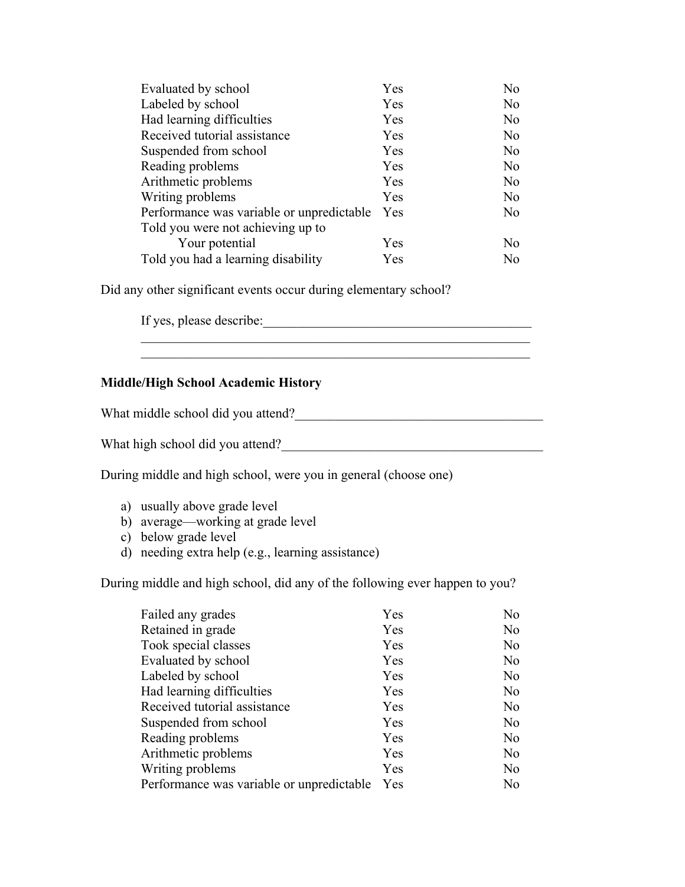| | | |
|---|---|---|
| Evaluated by school | Yes | No |
| Labeled by school | Yes | No |
| Had learning difficulties | Yes | No |
| Received tutorial assistance | Yes | No |
| Suspended from school | Yes | No |
| Reading problems | Yes | No |
| Arithmetic problems | Yes | No |
| Writing problems | Yes | No |
| Performance was variable or unpredictable | Yes | No |
| Told you were not achieving up to Your potential | Yes | No |
| Told you had a learning disability | Yes | No |

Did any other significant events occur during elementary school?

If yes, please describe:________________________________________
____________________________________________________________
____________________________________________________________

**Middle/High School Academic History**

What middle school did you attend?_____________________________________

What high school did you attend?_______________________________________

During middle and high school, were you in general (choose one)

a) usually above grade level
b) average—working at grade level
c) below grade level
d) needing extra help (e.g., learning assistance)

During middle and high school, did any of the following ever happen to you?

| | | |
|---|---|---|
| Failed any grades | Yes | No |
| Retained in grade | Yes | No |
| Took special classes | Yes | No |
| Evaluated by school | Yes | No |
| Labeled by school | Yes | No |
| Had learning difficulties | Yes | No |
| Received tutorial assistance | Yes | No |
| Suspended from school | Yes | No |
| Reading problems | Yes | No |
| Arithmetic problems | Yes | No |
| Writing problems | Yes | No |
| Performance was variable or unpredictable | Yes | No |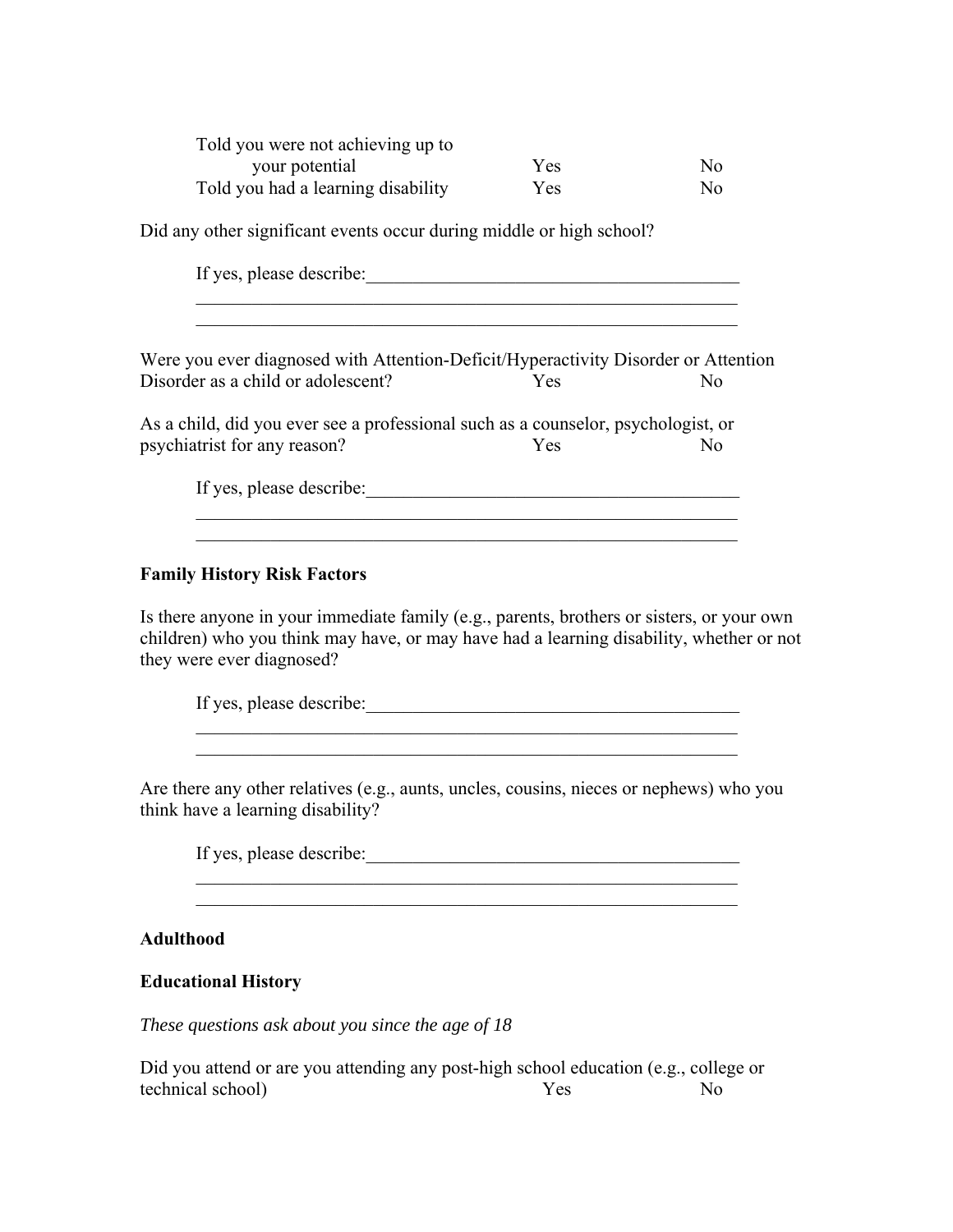| | | |
|---|---|---|
| Told you were not achieving up to your potential | Yes | No |
| Told you had a learning disability | Yes | No |

Did any other significant events occur during middle or high school?

If yes, please describe:\_\_\_\_\_\_\_\_\_\_\_\_\_\_\_\_\_\_\_\_\_\_\_\_\_\_\_\_\_\_\_\_\_\_\_\_\_\_\_\_\_\_
\_\_\_\_\_\_\_\_\_\_\_\_\_\_\_\_\_\_\_\_\_\_\_\_\_\_\_\_\_\_\_\_\_\_\_\_\_\_\_\_\_\_\_\_\_\_\_\_\_\_\_\_\_\_\_\_\_\_\_\_\_\_
\_\_\_\_\_\_\_\_\_\_\_\_\_\_\_\_\_\_\_\_\_\_\_\_\_\_\_\_\_\_\_\_\_\_\_\_\_\_\_\_\_\_\_\_\_\_\_\_\_\_\_\_\_\_\_\_\_\_\_\_\_\_

Were you ever diagnosed with Attention-Deficit/Hyperactivity Disorder or Attention Disorder as a child or adolescent? Yes No

As a child, did you ever see a professional such as a counselor, psychologist, or psychiatrist for any reason? Yes No

If yes, please describe:\_\_\_\_\_\_\_\_\_\_\_\_\_\_\_\_\_\_\_\_\_\_\_\_\_\_\_\_\_\_\_\_\_\_\_\_\_\_\_\_\_\_
\_\_\_\_\_\_\_\_\_\_\_\_\_\_\_\_\_\_\_\_\_\_\_\_\_\_\_\_\_\_\_\_\_\_\_\_\_\_\_\_\_\_\_\_\_\_\_\_\_\_\_\_\_\_\_\_\_\_\_\_\_\_
\_\_\_\_\_\_\_\_\_\_\_\_\_\_\_\_\_\_\_\_\_\_\_\_\_\_\_\_\_\_\_\_\_\_\_\_\_\_\_\_\_\_\_\_\_\_\_\_\_\_\_\_\_\_\_\_\_\_\_\_\_\_

**Family History Risk Factors**

Is there anyone in your immediate family (e.g., parents, brothers or sisters, or your own children) who you think may have, or may have had a learning disability, whether or not they were ever diagnosed?

If yes, please describe:\_\_\_\_\_\_\_\_\_\_\_\_\_\_\_\_\_\_\_\_\_\_\_\_\_\_\_\_\_\_\_\_\_\_\_\_\_\_\_\_\_\_
\_\_\_\_\_\_\_\_\_\_\_\_\_\_\_\_\_\_\_\_\_\_\_\_\_\_\_\_\_\_\_\_\_\_\_\_\_\_\_\_\_\_\_\_\_\_\_\_\_\_\_\_\_\_\_\_\_\_\_\_\_\_
\_\_\_\_\_\_\_\_\_\_\_\_\_\_\_\_\_\_\_\_\_\_\_\_\_\_\_\_\_\_\_\_\_\_\_\_\_\_\_\_\_\_\_\_\_\_\_\_\_\_\_\_\_\_\_\_\_\_\_\_\_\_

Are there any other relatives (e.g., aunts, uncles, cousins, nieces or nephews) who you think have a learning disability?

If yes, please describe:\_\_\_\_\_\_\_\_\_\_\_\_\_\_\_\_\_\_\_\_\_\_\_\_\_\_\_\_\_\_\_\_\_\_\_\_\_\_\_\_\_\_
\_\_\_\_\_\_\_\_\_\_\_\_\_\_\_\_\_\_\_\_\_\_\_\_\_\_\_\_\_\_\_\_\_\_\_\_\_\_\_\_\_\_\_\_\_\_\_\_\_\_\_\_\_\_\_\_\_\_\_\_\_\_
\_\_\_\_\_\_\_\_\_\_\_\_\_\_\_\_\_\_\_\_\_\_\_\_\_\_\_\_\_\_\_\_\_\_\_\_\_\_\_\_\_\_\_\_\_\_\_\_\_\_\_\_\_\_\_\_\_\_\_\_\_\_

**Adulthood**

**Educational History**

*These questions ask about you since the age of 18*

Did you attend or are you attending any post-high school education (e.g., college or technical school) Yes No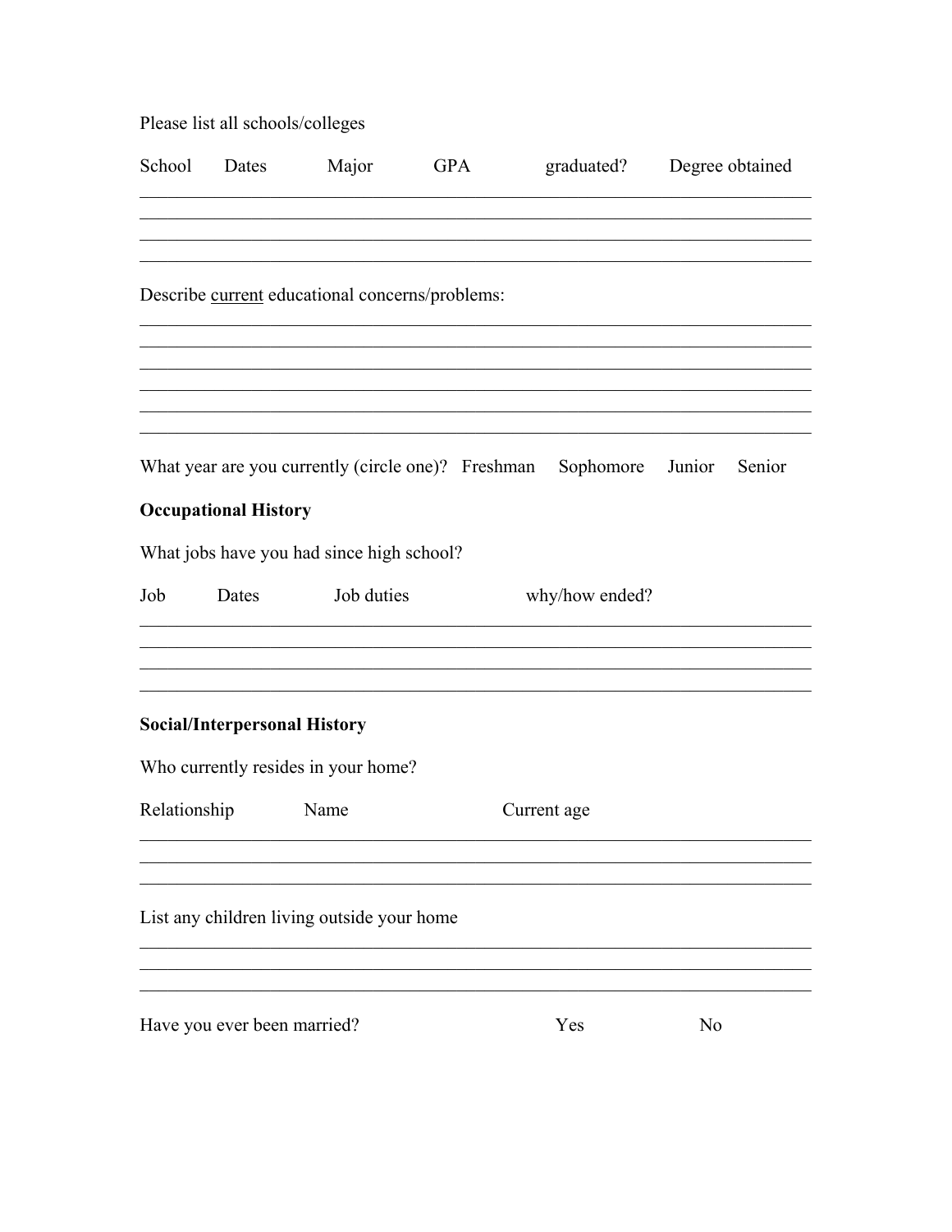Please list all schools/colleges

| School | Dates | Major | GPA | graduated? | Degree obtained |
| --- | --- | --- | --- | --- | --- |
| | | | | | |
| | | | | | |
| | | | | | |
| | | | | | |

Describe current educational concerns/problems:

\_\_\_\_\_\_\_\_\_\_\_\_\_\_\_\_\_\_\_\_\_\_\_\_\_\_\_\_\_\_\_\_\_\_\_\_\_\_\_\_\_\_\_\_\_\_\_\_\_\_\_\_\_\_\_\_\_\_\_\_\_\_\_\_\_\_\_\_\_\_\_\_

\_\_\_\_\_\_\_\_\_\_\_\_\_\_\_\_\_\_\_\_\_\_\_\_\_\_\_\_\_\_\_\_\_\_\_\_\_\_\_\_\_\_\_\_\_\_\_\_\_\_\_\_\_\_\_\_\_\_\_\_\_\_\_\_\_\_\_\_\_\_\_\_

\_\_\_\_\_\_\_\_\_\_\_\_\_\_\_\_\_\_\_\_\_\_\_\_\_\_\_\_\_\_\_\_\_\_\_\_\_\_\_\_\_\_\_\_\_\_\_\_\_\_\_\_\_\_\_\_\_\_\_\_\_\_\_\_\_\_\_\_\_\_\_\_

\_\_\_\_\_\_\_\_\_\_\_\_\_\_\_\_\_\_\_\_\_\_\_\_\_\_\_\_\_\_\_\_\_\_\_\_\_\_\_\_\_\_\_\_\_\_\_\_\_\_\_\_\_\_\_\_\_\_\_\_\_\_\_\_\_\_\_\_\_\_\_\_

\_\_\_\_\_\_\_\_\_\_\_\_\_\_\_\_\_\_\_\_\_\_\_\_\_\_\_\_\_\_\_\_\_\_\_\_\_\_\_\_\_\_\_\_\_\_\_\_\_\_\_\_\_\_\_\_\_\_\_\_\_\_\_\_\_\_\_\_\_\_\_\_

\_\_\_\_\_\_\_\_\_\_\_\_\_\_\_\_\_\_\_\_\_\_\_\_\_\_\_\_\_\_\_\_\_\_\_\_\_\_\_\_\_\_\_\_\_\_\_\_\_\_\_\_\_\_\_\_\_\_\_\_\_\_\_\_\_\_\_\_\_\_\_\_

What year are you currently (circle one)? Freshman Sophomore Junior Senior

**Occupational History**

What jobs have you had since high school?

| Job | Dates | Job duties | why/how ended? |
| --- | --- | --- | --- |
| | | | |
| | | | |
| | | | |
| | | | |

**Social/Interpersonal History**

Who currently resides in your home?

| Relationship | Name | Current age |
| --- | --- | --- |
| | | |
| | | |
| | | |

List any children living outside your home

\_\_\_\_\_\_\_\_\_\_\_\_\_\_\_\_\_\_\_\_\_\_\_\_\_\_\_\_\_\_\_\_\_\_\_\_\_\_\_\_\_\_\_\_\_\_\_\_\_\_\_\_\_\_\_\_\_\_\_\_\_\_\_\_\_\_\_\_\_\_\_\_

\_\_\_\_\_\_\_\_\_\_\_\_\_\_\_\_\_\_\_\_\_\_\_\_\_\_\_\_\_\_\_\_\_\_\_\_\_\_\_\_\_\_\_\_\_\_\_\_\_\_\_\_\_\_\_\_\_\_\_\_\_\_\_\_\_\_\_\_\_\_\_\_

\_\_\_\_\_\_\_\_\_\_\_\_\_\_\_\_\_\_\_\_\_\_\_\_\_\_\_\_\_\_\_\_\_\_\_\_\_\_\_\_\_\_\_\_\_\_\_\_\_\_\_\_\_\_\_\_\_\_\_\_\_\_\_\_\_\_\_\_\_\_\_\_

Have you ever been married? Yes No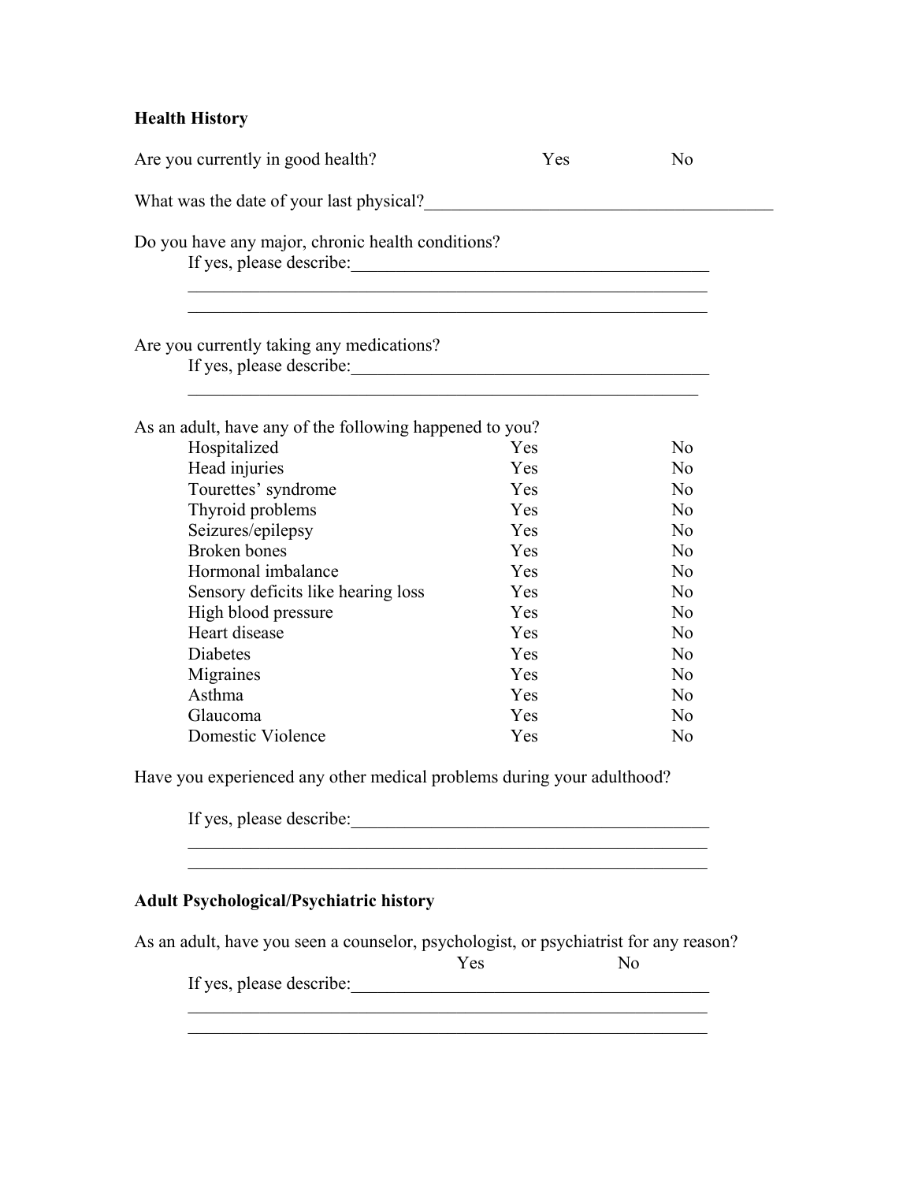**Health History**

Are you currently in good health? Yes No

What was the date of your last physical?\_\_\_\_\_\_\_\_\_\_\_\_\_\_\_\_\_\_\_\_\_\_\_\_\_\_\_\_\_\_\_\_\_\_\_\_\_\_\_\_

Do you have any major, chronic health conditions?

If yes, please describe:\_\_\_\_\_\_\_\_\_\_\_\_\_\_\_\_\_\_\_\_\_\_\_\_\_\_\_\_\_\_\_\_\_\_\_\_\_\_\_\_\_\_

\_\_\_\_\_\_\_\_\_\_\_\_\_\_\_\_\_\_\_\_\_\_\_\_\_\_\_\_\_\_\_\_\_\_\_\_\_\_\_\_\_\_\_\_\_\_\_\_\_\_\_\_\_\_\_\_\_\_\_\_\_\_

\_\_\_\_\_\_\_\_\_\_\_\_\_\_\_\_\_\_\_\_\_\_\_\_\_\_\_\_\_\_\_\_\_\_\_\_\_\_\_\_\_\_\_\_\_\_\_\_\_\_\_\_\_\_\_\_\_\_\_\_\_\_

Are you currently taking any medications?

If yes, please describe:\_\_\_\_\_\_\_\_\_\_\_\_\_\_\_\_\_\_\_\_\_\_\_\_\_\_\_\_\_\_\_\_\_\_\_\_\_\_\_\_\_\_

\_\_\_\_\_\_\_\_\_\_\_\_\_\_\_\_\_\_\_\_\_\_\_\_\_\_\_\_\_\_\_\_\_\_\_\_\_\_\_\_\_\_\_\_\_\_\_\_\_\_\_\_\_\_\_\_\_\_\_\_\_\_

As an adult, have any of the following happened to you?

| | | |
|---|---|---|
| Hospitalized | Yes | No |
| Head injuries | Yes | No |
| Tourettes' syndrome | Yes | No |
| Thyroid problems | Yes | No |
| Seizures/epilepsy | Yes | No |
| Broken bones | Yes | No |
| Hormonal imbalance | Yes | No |
| Sensory deficits like hearing loss | Yes | No |
| High blood pressure | Yes | No |
| Heart disease | Yes | No |
| Diabetes | Yes | No |
| Migraines | Yes | No |
| Asthma | Yes | No |
| Glaucoma | Yes | No |
| Domestic Violence | Yes | No |

Have you experienced any other medical problems during your adulthood?

If yes, please describe:\_\_\_\_\_\_\_\_\_\_\_\_\_\_\_\_\_\_\_\_\_\_\_\_\_\_\_\_\_\_\_\_\_\_\_\_\_\_\_\_\_\_

\_\_\_\_\_\_\_\_\_\_\_\_\_\_\_\_\_\_\_\_\_\_\_\_\_\_\_\_\_\_\_\_\_\_\_\_\_\_\_\_\_\_\_\_\_\_\_\_\_\_\_\_\_\_\_\_\_\_\_\_\_\_

\_\_\_\_\_\_\_\_\_\_\_\_\_\_\_\_\_\_\_\_\_\_\_\_\_\_\_\_\_\_\_\_\_\_\_\_\_\_\_\_\_\_\_\_\_\_\_\_\_\_\_\_\_\_\_\_\_\_\_\_\_\_

**Adult Psychological/Psychiatric history**

As an adult, have you seen a counselor, psychologist, or psychiatrist for any reason?

Yes No

If yes, please describe:\_\_\_\_\_\_\_\_\_\_\_\_\_\_\_\_\_\_\_\_\_\_\_\_\_\_\_\_\_\_\_\_\_\_\_\_\_\_\_\_\_\_

\_\_\_\_\_\_\_\_\_\_\_\_\_\_\_\_\_\_\_\_\_\_\_\_\_\_\_\_\_\_\_\_\_\_\_\_\_\_\_\_\_\_\_\_\_\_\_\_\_\_\_\_\_\_\_\_\_\_\_\_\_\_

\_\_\_\_\_\_\_\_\_\_\_\_\_\_\_\_\_\_\_\_\_\_\_\_\_\_\_\_\_\_\_\_\_\_\_\_\_\_\_\_\_\_\_\_\_\_\_\_\_\_\_\_\_\_\_\_\_\_\_\_\_\_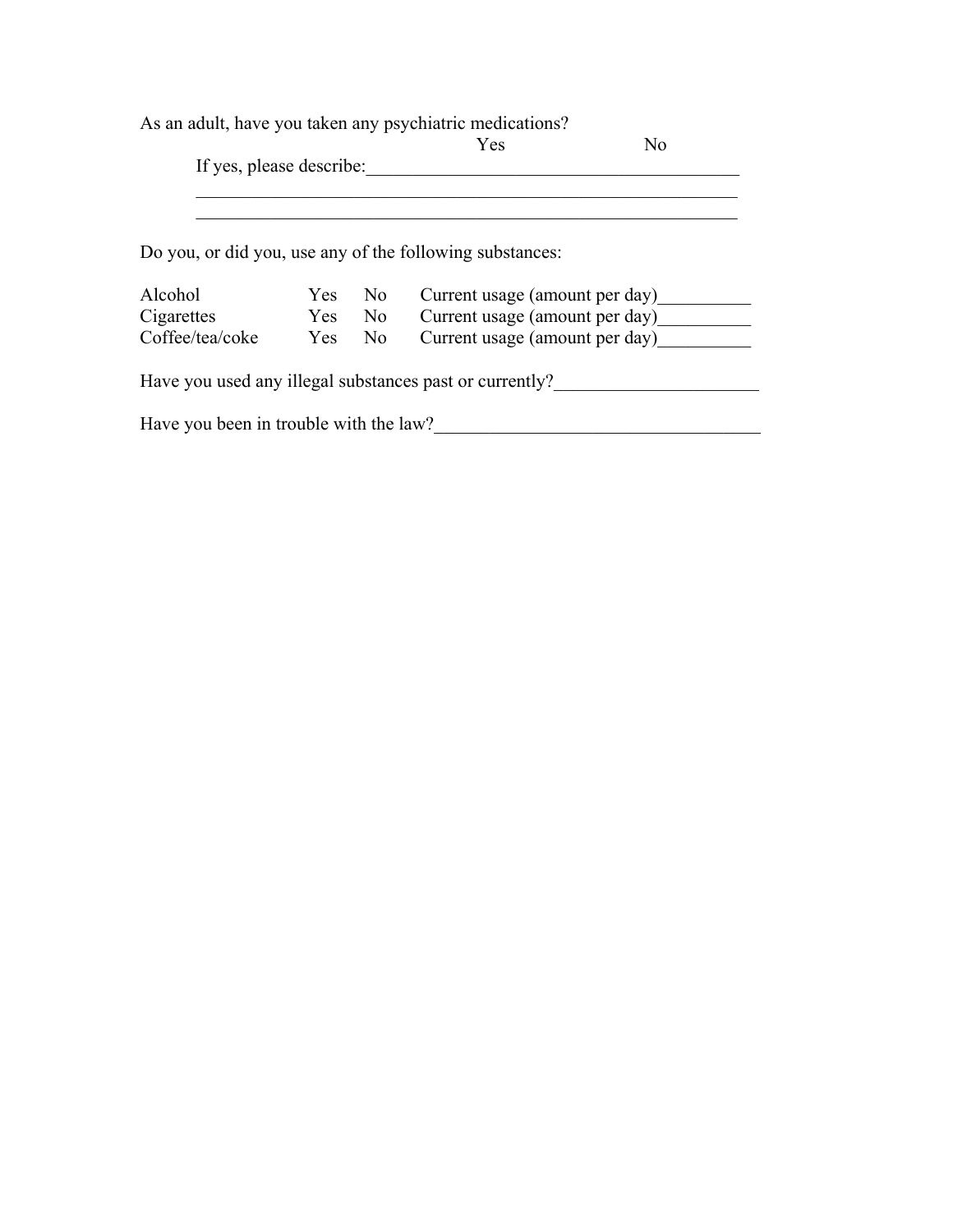As an adult, have you taken any psychiatric medications?

Yes No

If yes, please describe:__________________________________________

______________________________________________________________

______________________________________________________________

Do you, or did you, use any of the following substances:

| | | | |
|---|---|---|---|
| Alcohol | Yes | No | Current usage (amount per day)__________ |
| Cigarettes | Yes | No | Current usage (amount per day)__________ |
| Coffee/tea/coke | Yes | No | Current usage (amount per day)__________ |

Have you used any illegal substances past or currently?______________________

Have you been in trouble with the law?___________________________________